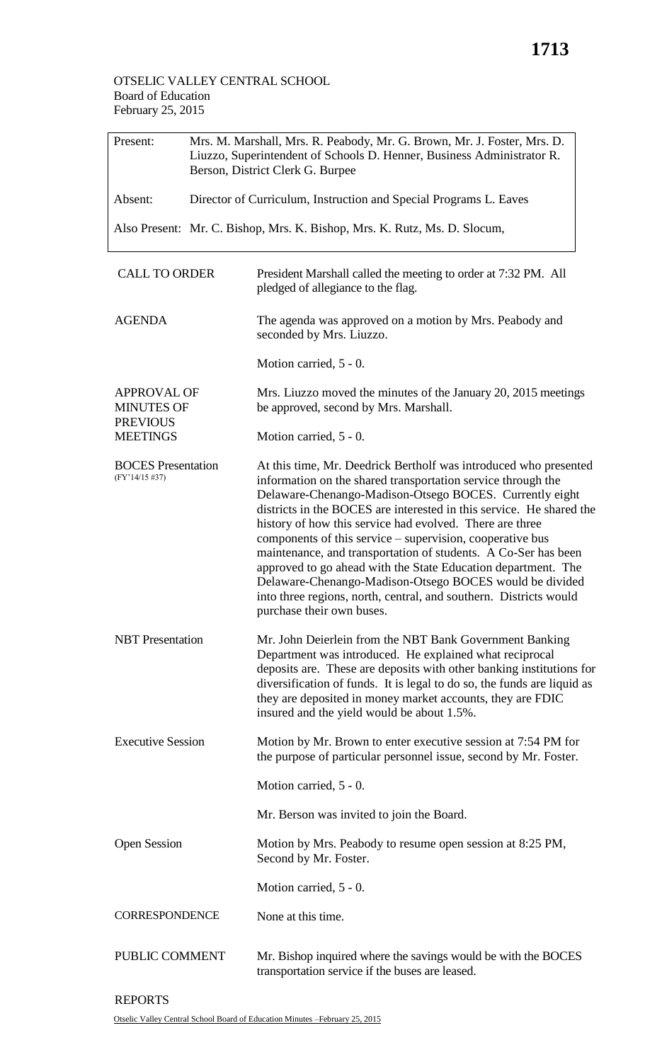OTSELIC VALLEY CENTRAL SCHOOL
Board of Education
February 25, 2015

| | |
|---|---|
| Present: | Mrs. M. Marshall, Mrs. R. Peabody, Mr. G. Brown, Mr. J. Foster, Mrs. D. Liuzzo, Superintendent of Schools D. Henner, Business Administrator R. Berson, District Clerk G. Burpee |
| Absent: | Director of Curriculum, Instruction and Special Programs L. Eaves |

Also Present: Mr. C. Bishop, Mrs. K. Bishop, Mrs. K. Rutz, Ms. D. Slocum,

| | |
|---|---|
| CALL TO ORDER | President Marshall called the meeting to order at 7:32 PM. All pledged of allegiance to the flag. |
| AGENDA | The agenda was approved on a motion by Mrs. Peabody and seconded by Mrs. Liuzzo.<br><br>Motion carried, 5 - 0. |
| APPROVAL OF MINUTES OF PREVIOUS MEETINGS | Mrs. Liuzzo moved the minutes of the January 20, 2015 meetings be approved, second by Mrs. Marshall.<br><br>Motion carried, 5 - 0. |
| BOCES Presentation (FY'14/15 #37) | At this time, Mr. Deedrick Bertholf was introduced who presented information on the shared transportation service through the Delaware-Chenango-Madison-Otsego BOCES. Currently eight districts in the BOCES are interested in this service. He shared the history of how this service had evolved. There are three components of this service – supervision, cooperative bus maintenance, and transportation of students. A Co-Ser has been approved to go ahead with the State Education department. The Delaware-Chenango-Madison-Otsego BOCES would be divided into three regions, north, central, and southern. Districts would purchase their own buses. |
| NBT Presentation | Mr. John Deierlein from the NBT Bank Government Banking Department was introduced. He explained what reciprocal deposits are. These are deposits with other banking institutions for diversification of funds. It is legal to do so, the funds are liquid as they are deposited in money market accounts, they are FDIC insured and the yield would be about 1.5%. |
| Executive Session | Motion by Mr. Brown to enter executive session at 7:54 PM for the purpose of particular personnel issue, second by Mr. Foster.<br><br>Motion carried, 5 - 0.<br><br>Mr. Berson was invited to join the Board. |
| Open Session | Motion by Mrs. Peabody to resume open session at 8:25 PM, Second by Mr. Foster.<br><br>Motion carried, 5 - 0. |
| CORRESPONDENCE | None at this time. |
| PUBLIC COMMENT | Mr. Bishop inquired where the savings would be with the BOCES transportation service if the buses are leased. |

REPORTS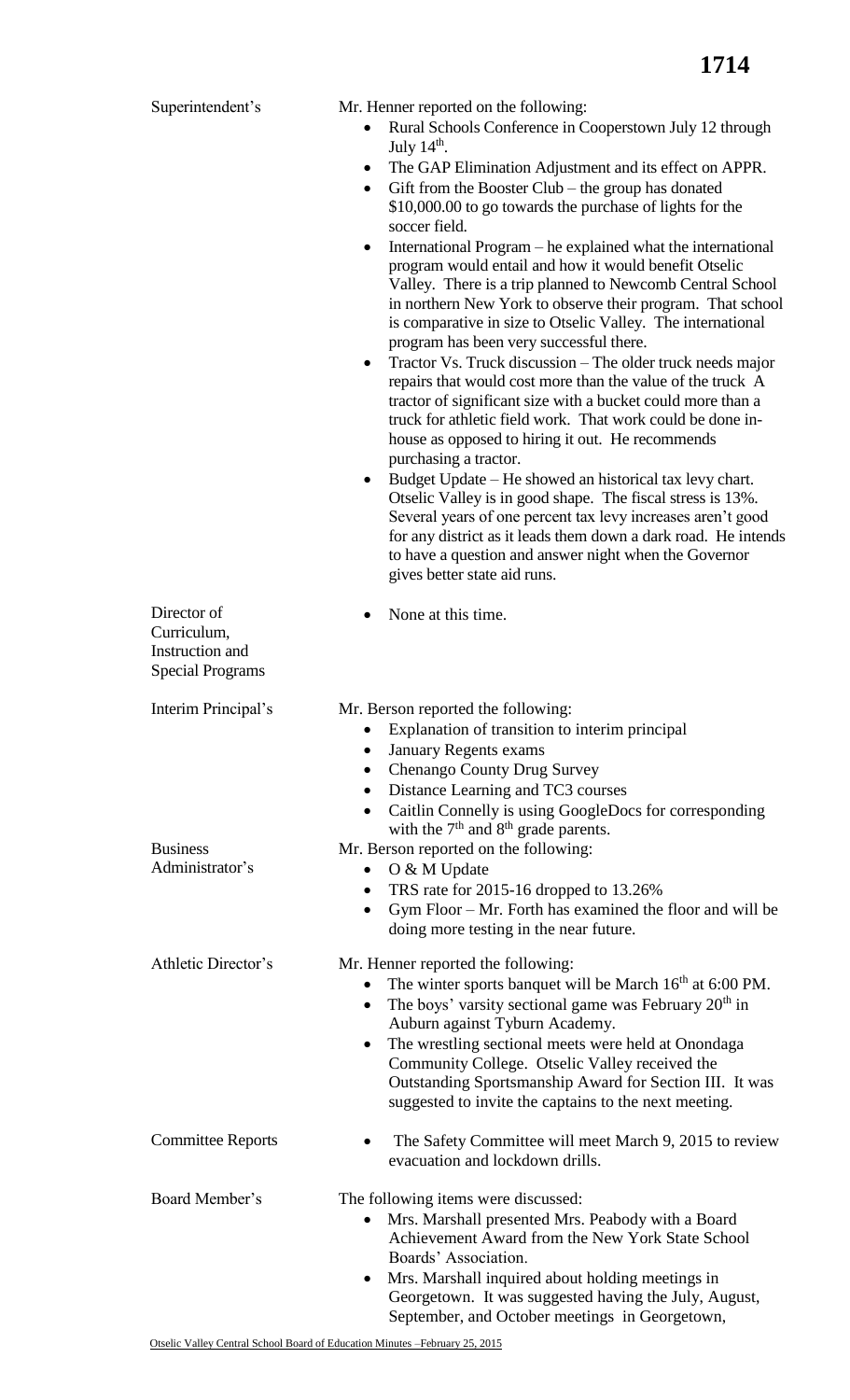**Superintendent's**

Mr. Henner reported on the following:

- Rural Schools Conference in Cooperstown July 12 through July 14th.
- The GAP Elimination Adjustment and its effect on APPR.
- Gift from the Booster Club – the group has donated $10,000.00 to go towards the purchase of lights for the soccer field.
- International Program – he explained what the international program would entail and how it would benefit Otselic Valley. There is a trip planned to Newcomb Central School in northern New York to observe their program. That school is comparative in size to Otselic Valley. The international program has been very successful there.
- Tractor Vs. Truck discussion – The older truck needs major repairs that would cost more than the value of the truck A tractor of significant size with a bucket could more than a truck for athletic field work. That work could be done in-house as opposed to hiring it out. He recommends purchasing a tractor.
- Budget Update – He showed an historical tax levy chart. Otselic Valley is in good shape. The fiscal stress is 13%. Several years of one percent tax levy increases aren't good for any district as it leads them down a dark road. He intends to have a question and answer night when the Governor gives better state aid runs.

**Director of Curriculum, Instruction and Special Programs**

- None at this time.

**Interim Principal's**

Mr. Berson reported the following:

- Explanation of transition to interim principal
- January Regents exams
- Chenango County Drug Survey
- Distance Learning and TC3 courses
- Caitlin Connelly is using GoogleDocs for corresponding with the 7th and 8th grade parents.

**Business Administrator's**

Mr. Berson reported on the following:

- O & M Update
- TRS rate for 2015-16 dropped to 13.26%
- Gym Floor – Mr. Forth has examined the floor and will be doing more testing in the near future.

**Athletic Director's**

Mr. Henner reported the following:

- The winter sports banquet will be March 16th at 6:00 PM.
- The boys' varsity sectional game was February 20th in Auburn against Tyburn Academy.
- The wrestling sectional meets were held at Onondaga Community College. Otselic Valley received the Outstanding Sportsmanship Award for Section III. It was suggested to invite the captains to the next meeting.

**Committee Reports**

- The Safety Committee will meet March 9, 2015 to review evacuation and lockdown drills.

**Board Member's**

The following items were discussed:

- Mrs. Marshall presented Mrs. Peabody with a Board Achievement Award from the New York State School Boards' Association.
- Mrs. Marshall inquired about holding meetings in Georgetown. It was suggested having the July, August, September, and October meetings in Georgetown,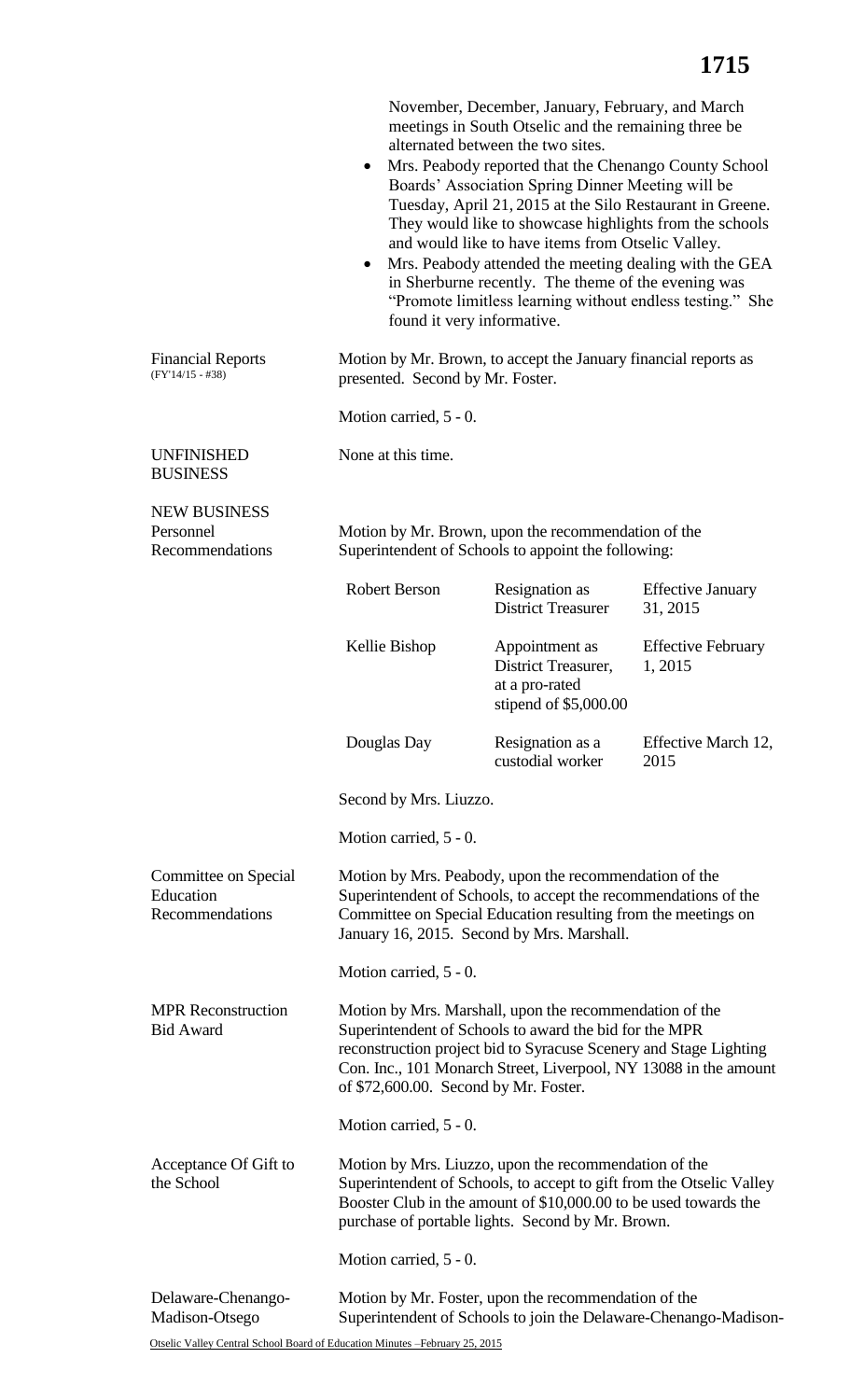November, December, January, February, and March meetings in South Otselic and the remaining three be alternated between the two sites.

- Mrs. Peabody reported that the Chenango County School Boards' Association Spring Dinner Meeting will be Tuesday, April 21, 2015 at the Silo Restaurant in Greene. They would like to showcase highlights from the schools and would like to have items from Otselic Valley.
- Mrs. Peabody attended the meeting dealing with the GEA in Sherburne recently. The theme of the evening was "Promote limitless learning without endless testing." She found it very informative.

**Financial Reports** (FY'14/15 - #38)

Motion by Mr. Brown, to accept the January financial reports as presented. Second by Mr. Foster.

Motion carried, 5 - 0.

**UNFINISHED BUSINESS**

None at this time.

**NEW BUSINESS**

**Personnel Recommendations**

Motion by Mr. Brown, upon the recommendation of the Superintendent of Schools to appoint the following:

| | | |
|---|---|---|
| Robert Berson | Resignation as District Treasurer | Effective January 31, 2015 |
| Kellie Bishop | Appointment as District Treasurer, at a pro-rated stipend of $5,000.00 | Effective February 1, 2015 |
| Douglas Day | Resignation as a custodial worker | Effective March 12, 2015 |

Second by Mrs. Liuzzo.

Motion carried, 5 - 0.

**Committee on Special Education Recommendations**

Motion by Mrs. Peabody, upon the recommendation of the Superintendent of Schools, to accept the recommendations of the Committee on Special Education resulting from the meetings on January 16, 2015. Second by Mrs. Marshall.

Motion carried, 5 - 0.

**MPR Reconstruction Bid Award**

Motion by Mrs. Marshall, upon the recommendation of the Superintendent of Schools to award the bid for the MPR reconstruction project bid to Syracuse Scenery and Stage Lighting Con. Inc., 101 Monarch Street, Liverpool, NY 13088 in the amount of $72,600.00. Second by Mr. Foster.

Motion carried, 5 - 0.

**Acceptance Of Gift to the School**

Motion by Mrs. Liuzzo, upon the recommendation of the Superintendent of Schools, to accept to gift from the Otselic Valley Booster Club in the amount of $10,000.00 to be used towards the purchase of portable lights. Second by Mr. Brown.

Motion carried, 5 - 0.

**Delaware-Chenango-Madison-Otsego**

Motion by Mr. Foster, upon the recommendation of the Superintendent of Schools to join the Delaware-Chenango-Madison-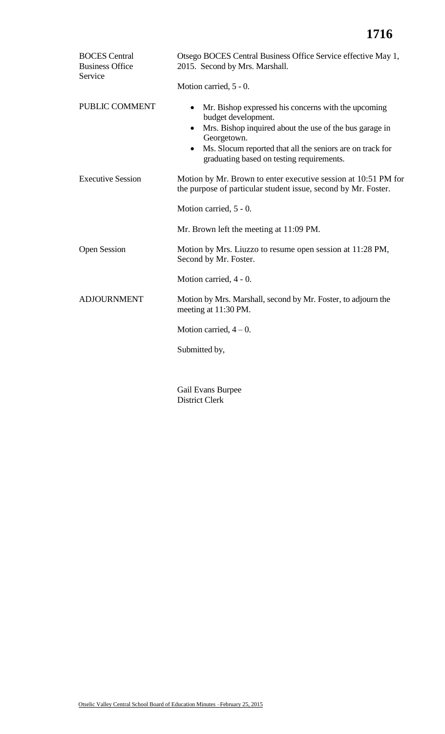| | |
|---|---|
| BOCES Central Business Office Service | Otsego BOCES Central Business Office Service effective May 1, 2015. Second by Mrs. Marshall.<br><br>Motion carried, 5 - 0. |
| PUBLIC COMMENT | • Mr. Bishop expressed his concerns with the upcoming budget development.<br>• Mrs. Bishop inquired about the use of the bus garage in Georgetown.<br>• Ms. Slocum reported that all the seniors are on track for graduating based on testing requirements. |
| Executive Session | Motion by Mr. Brown to enter executive session at 10:51 PM for the purpose of particular student issue, second by Mr. Foster.<br><br>Motion carried, 5 - 0.<br><br>Mr. Brown left the meeting at 11:09 PM. |
| Open Session | Motion by Mrs. Liuzzo to resume open session at 11:28 PM, Second by Mr. Foster.<br><br>Motion carried, 4 - 0. |
| ADJOURNMENT | Motion by Mrs. Marshall, second by Mr. Foster, to adjourn the meeting at 11:30 PM.<br><br>Motion carried, 4 – 0.<br><br>Submitted by,<br><br>Gail Evans Burpee<br>District Clerk |